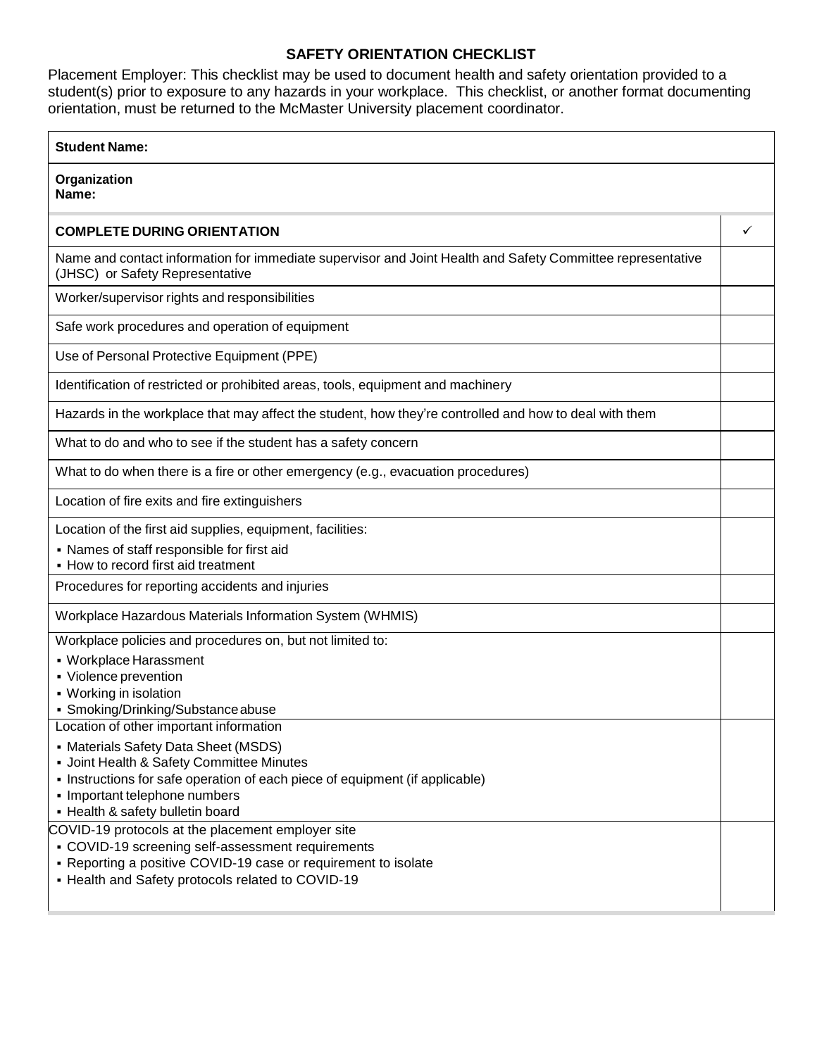## SAFETY ORIENTATION CHECKLIST

Placement Employer: This checklist may be used to document health and safety orientation provided to a student(s) prior to exposure to any hazards in your workplace. This checklist, or another format documenting orientation, must be returned to the McMaster University placement coordinator.

| **Student Name:** | |
|---|---|
| **Organization Name:** | |
| **COMPLETE DURING ORIENTATION** | ✓ |
| Name and contact information for immediate supervisor and Joint Health and Safety Committee representative (JHSC) or Safety Representative | |
| Worker/supervisor rights and responsibilities | |
| Safe work procedures and operation of equipment | |
| Use of Personal Protective Equipment (PPE) | |
| Identification of restricted or prohibited areas, tools, equipment and machinery | |
| Hazards in the workplace that may affect the student, how they're controlled and how to deal with them | |
| What to do and who to see if the student has a safety concern | |
| What to do when there is a fire or other emergency (e.g., evacuation procedures) | |
| Location of fire exits and fire extinguishers | |
| Location of the first aid supplies, equipment, facilities:<br>▪ Names of staff responsible for first aid<br>▪ How to record first aid treatment | |
| Procedures for reporting accidents and injuries | |
| Workplace Hazardous Materials Information System (WHMIS) | |
| Workplace policies and procedures on, but not limited to:<br>▪ Workplace Harassment<br>▪ Violence prevention<br>▪ Working in isolation<br>▪ Smoking/Drinking/Substance abuse | |
| Location of other important information<br>▪ Materials Safety Data Sheet (MSDS)<br>▪ Joint Health & Safety Committee Minutes<br>▪ Instructions for safe operation of each piece of equipment (if applicable)<br>▪ Important telephone numbers<br>▪ Health & safety bulletin board | |
| COVID-19 protocols at the placement employer site<br>▪ COVID-19 screening self-assessment requirements<br>▪ Reporting a positive COVID-19 case or requirement to isolate<br>▪ Health and Safety protocols related to COVID-19 | |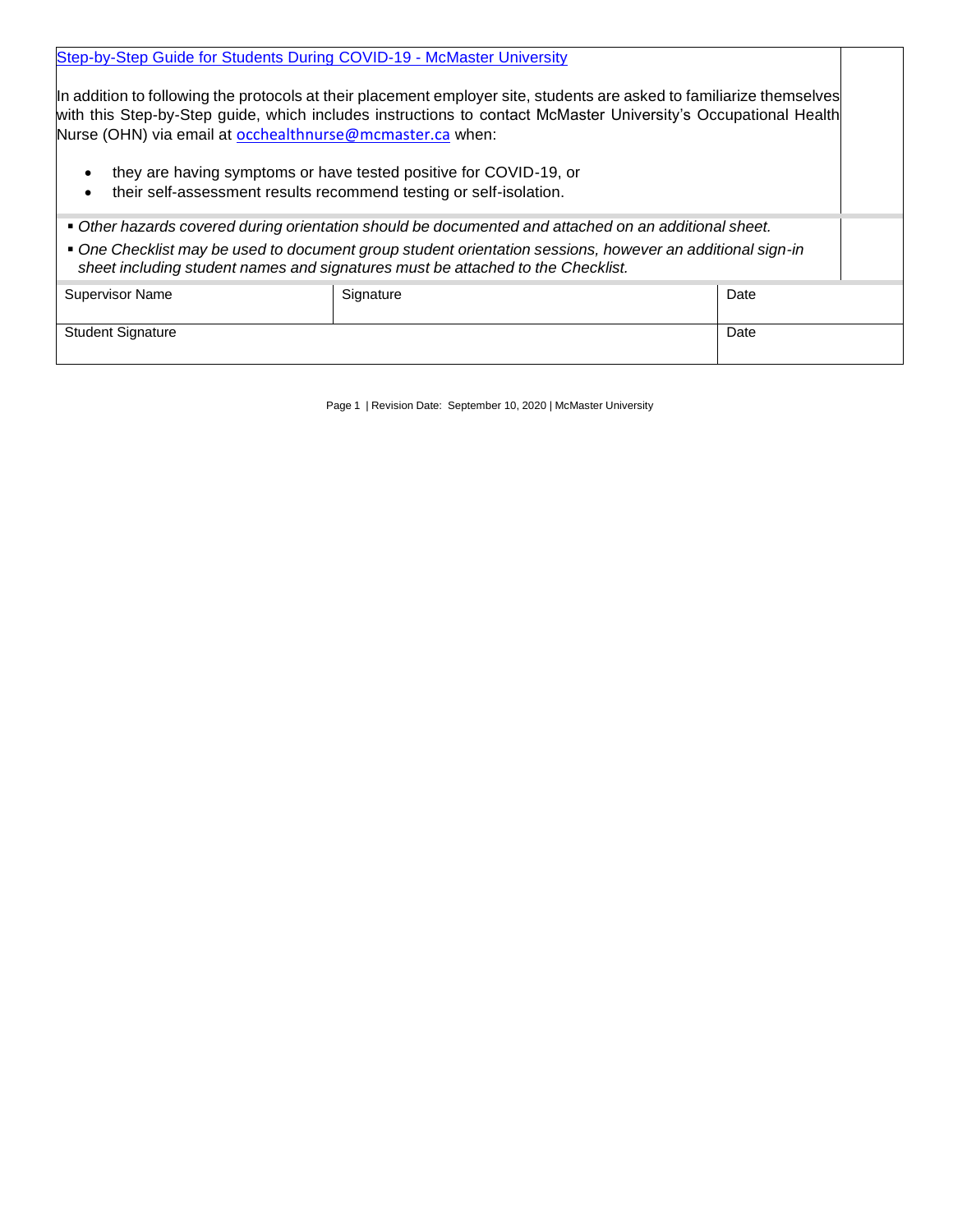[Step-by-Step Guide for Students During COVID-19 - McMaster University]

In addition to following the protocols at their placement employer site, students are asked to familiarize themselves with this Step-by-Step guide, which includes instructions to contact McMaster University's Occupational Health Nurse (OHN) via email at occhealthnurse@mcmaster.ca when:

- they are having symptoms or have tested positive for COVID-19, or
- their self-assessment results recommend testing or self-isolation.

- *Other hazards covered during orientation should be documented and attached on an additional sheet.*
- *One Checklist may be used to document group student orientation sessions, however an additional sign-in sheet including student names and signatures must be attached to the Checklist.*

| | | |
|---|---|---|
| Supervisor Name | Signature | Date |
| Student Signature | | Date |